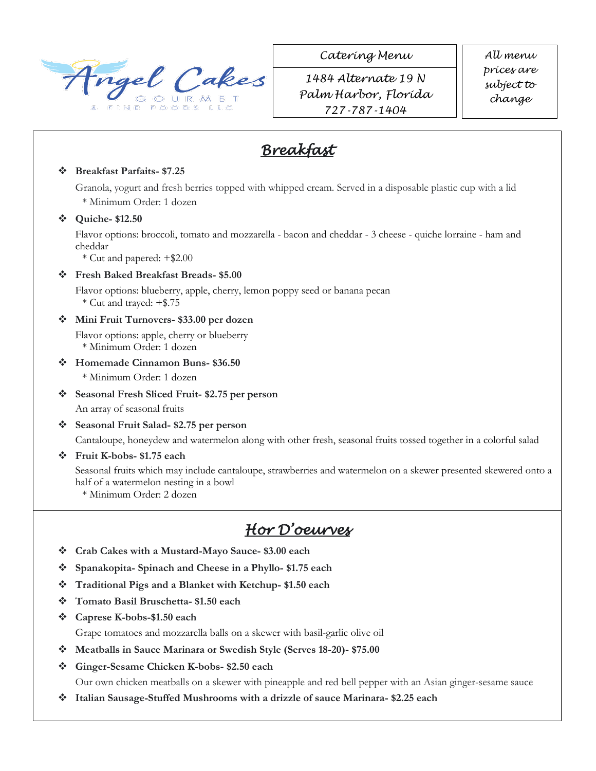Angel Cakes Gourmet & Fine Foods LLC

Catering Menu

1484 Alternate 19 N
Palm Harbor, Florida
727-787-1404

All menu prices are subject to change

## Breakfast

- **Breakfast Parfaits- $7.25**

  Granola, yogurt and fresh berries topped with whipped cream. Served in a disposable plastic cup with a lid
  * Minimum Order: 1 dozen

- **Quiche- $12.50**

  Flavor options: broccoli, tomato and mozzarella - bacon and cheddar - 3 cheese - quiche lorraine - ham and cheddar
  * Cut and papered: +$2.00

- **Fresh Baked Breakfast Breads- $5.00**

  Flavor options: blueberry, apple, cherry, lemon poppy seed or banana pecan
  * Cut and trayed: +$.75

- **Mini Fruit Turnovers- $33.00 per dozen**

  Flavor options: apple, cherry or blueberry
  * Minimum Order: 1 dozen

- **Homemade Cinnamon Buns- $36.50**
  * Minimum Order: 1 dozen

- **Seasonal Fresh Sliced Fruit- $2.75 per person**

  An array of seasonal fruits

- **Seasonal Fruit Salad- $2.75 per person**

  Cantaloupe, honeydew and watermelon along with other fresh, seasonal fruits tossed together in a colorful salad

- **Fruit K-bobs- $1.75 each**

  Seasonal fruits which may include cantaloupe, strawberries and watermelon on a skewer presented skewered onto a half of a watermelon nesting in a bowl
  * Minimum Order: 2 dozen

## Hor D'oeurves

- **Crab Cakes with a Mustard-Mayo Sauce- $3.00 each**
- **Spanakopita- Spinach and Cheese in a Phyllo- $1.75 each**
- **Traditional Pigs and a Blanket with Ketchup- $1.50 each**
- **Tomato Basil Bruschetta- $1.50 each**
- **Caprese K-bobs-$1.50 each**

  Grape tomatoes and mozzarella balls on a skewer with basil-garlic olive oil

- **Meatballs in Sauce Marinara or Swedish Style (Serves 18-20)- $75.00**
- **Ginger-Sesame Chicken K-bobs- $2.50 each**

  Our own chicken meatballs on a skewer with pineapple and red bell pepper with an Asian ginger-sesame sauce

- **Italian Sausage-Stuffed Mushrooms with a drizzle of sauce Marinara- $2.25 each**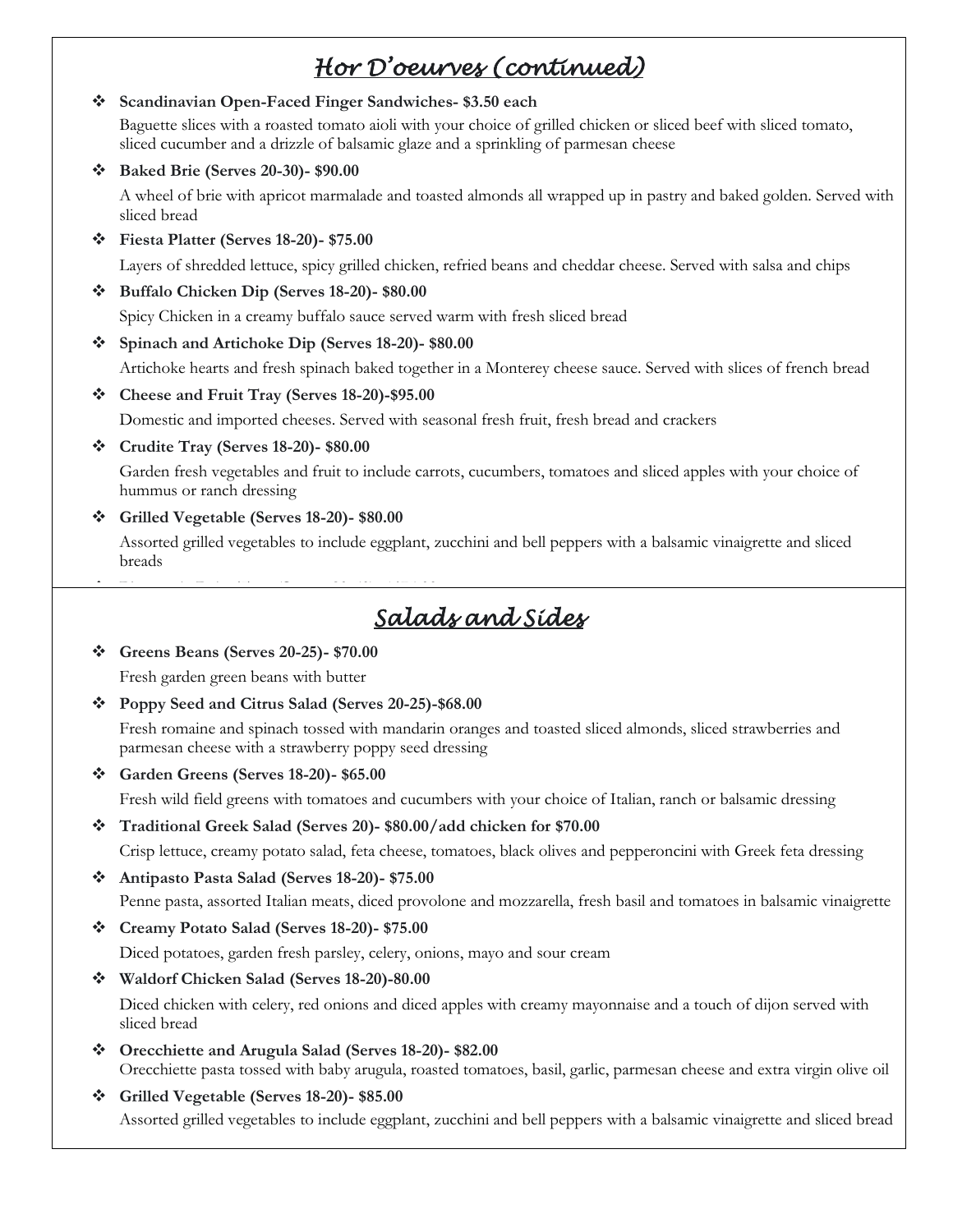## *Hor D'oeurves (continued)*

- **Scandinavian Open-Faced Finger Sandwiches- $3.50 each**

  Baguette slices with a roasted tomato aioli with your choice of grilled chicken or sliced beef with sliced tomato, sliced cucumber and a drizzle of balsamic glaze and a sprinkling of parmesan cheese

- **Baked Brie (Serves 20-30)- $90.00**

  A wheel of brie with apricot marmalade and toasted almonds all wrapped up in pastry and baked golden. Served with sliced bread

- **Fiesta Platter (Serves 18-20)- $75.00**

  Layers of shredded lettuce, spicy grilled chicken, refried beans and cheddar cheese. Served with salsa and chips

- **Buffalo Chicken Dip (Serves 18-20)- $80.00**

  Spicy Chicken in a creamy buffalo sauce served warm with fresh sliced bread

- **Spinach and Artichoke Dip (Serves 18-20)- $80.00**

  Artichoke hearts and fresh spinach baked together in a Monterey cheese sauce. Served with slices of french bread

- **Cheese and Fruit Tray (Serves 18-20)-$95.00**

  Domestic and imported cheeses. Served with seasonal fresh fruit, fresh bread and crackers

- **Crudite Tray (Serves 18-20)- $80.00**

  Garden fresh vegetables and fruit to include carrots, cucumbers, tomatoes and sliced apples with your choice of hummus or ranch dressing

- **Grilled Vegetable (Serves 18-20)- $80.00**

  Assorted grilled vegetables to include eggplant, zucchini and bell peppers with a balsamic vinaigrette and sliced breads

## *Salads and Sides*

- **Greens Beans (Serves 20-25)- $70.00**

  Fresh garden green beans with butter

- **Poppy Seed and Citrus Salad (Serves 20-25)-$68.00**

  Fresh romaine and spinach tossed with mandarin oranges and toasted sliced almonds, sliced strawberries and parmesan cheese with a strawberry poppy seed dressing

- **Garden Greens (Serves 18-20)- $65.00**

  Fresh wild field greens with tomatoes and cucumbers with your choice of Italian, ranch or balsamic dressing

- **Traditional Greek Salad (Serves 20)- $80.00/add chicken for $70.00**

  Crisp lettuce, creamy potato salad, feta cheese, tomatoes, black olives and pepperoncini with Greek feta dressing

- **Antipasto Pasta Salad (Serves 18-20)- $75.00**

  Penne pasta, assorted Italian meats, diced provolone and mozzarella, fresh basil and tomatoes in balsamic vinaigrette

- **Creamy Potato Salad (Serves 18-20)- $75.00**

  Diced potatoes, garden fresh parsley, celery, onions, mayo and sour cream

- **Waldorf Chicken Salad (Serves 18-20)-80.00**

  Diced chicken with celery, red onions and diced apples with creamy mayonnaise and a touch of dijon served with sliced bread

- **Orecchiette and Arugula Salad (Serves 18-20)- $82.00**

  Orecchiette pasta tossed with baby arugula, roasted tomatoes, basil, garlic, parmesan cheese and extra virgin olive oil

- **Grilled Vegetable (Serves 18-20)- $85.00**

  Assorted grilled vegetables to include eggplant, zucchini and bell peppers with a balsamic vinaigrette and sliced bread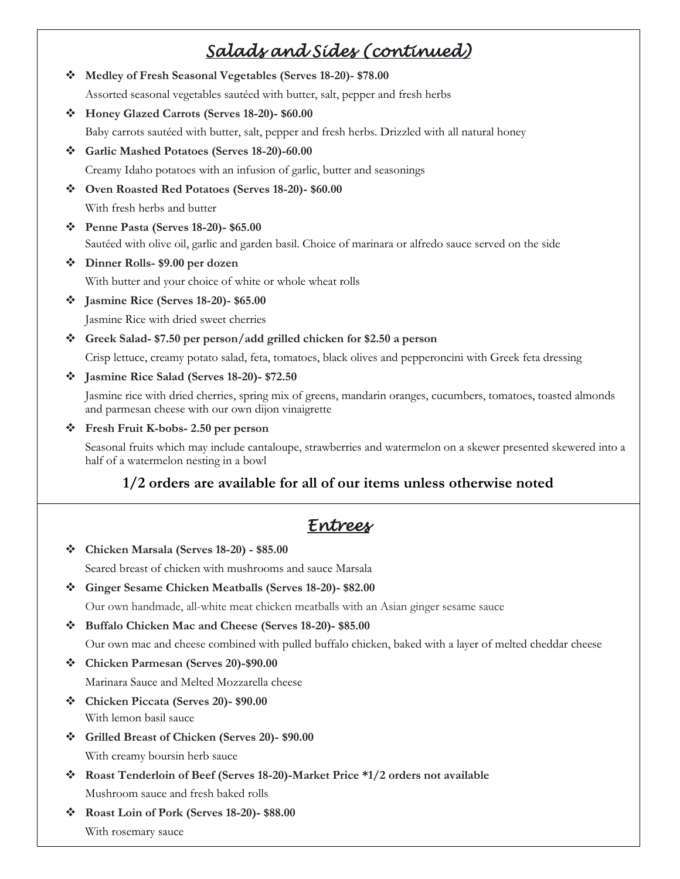## *Salads and Sides (continued)*

- **Medley of Fresh Seasonal Vegetables (Serves 18-20)- $78.00**
  Assorted seasonal vegetables sautéed with butter, salt, pepper and fresh herbs
- **Honey Glazed Carrots (Serves 18-20)- $60.00**
  Baby carrots sautéed with butter, salt, pepper and fresh herbs. Drizzled with all natural honey
- **Garlic Mashed Potatoes (Serves 18-20)-60.00**
  Creamy Idaho potatoes with an infusion of garlic, butter and seasonings
- **Oven Roasted Red Potatoes (Serves 18-20)- $60.00**
  With fresh herbs and butter
- **Penne Pasta (Serves 18-20)- $65.00**
  Sautéed with olive oil, garlic and garden basil. Choice of marinara or alfredo sauce served on the side
- **Dinner Rolls- $9.00 per dozen**
  With butter and your choice of white or whole wheat rolls
- **Jasmine Rice (Serves 18-20)- $65.00**
  Jasmine Rice with dried sweet cherries
- **Greek Salad- $7.50 per person/add grilled chicken for $2.50 a person**
  Crisp lettuce, creamy potato salad, feta, tomatoes, black olives and pepperoncini with Greek feta dressing
- **Jasmine Rice Salad (Serves 18-20)- $72.50**
  Jasmine rice with dried cherries, spring mix of greens, mandarin oranges, cucumbers, tomatoes, toasted almonds and parmesan cheese with our own dijon vinaigrette
- **Fresh Fruit K-bobs- 2.50 per person**
  Seasonal fruits which may include cantaloupe, strawberries and watermelon on a skewer presented skewered into a half of a watermelon nesting in a bowl

**1/2 orders are available for all of our items unless otherwise noted**

## *Entrees*

- **Chicken Marsala (Serves 18-20) - $85.00**
  Seared breast of chicken with mushrooms and sauce Marsala
- **Ginger Sesame Chicken Meatballs (Serves 18-20)- $82.00**
  Our own handmade, all-white meat chicken meatballs with an Asian ginger sesame sauce
- **Buffalo Chicken Mac and Cheese (Serves 18-20)- $85.00**
  Our own mac and cheese combined with pulled buffalo chicken, baked with a layer of melted cheddar cheese
- **Chicken Parmesan (Serves 20)-$90.00**
  Marinara Sauce and Melted Mozzarella cheese
- **Chicken Piccata (Serves 20)- $90.00**
  With lemon basil sauce
- **Grilled Breast of Chicken (Serves 20)- $90.00**
  With creamy boursin herb sauce
- **Roast Tenderloin of Beef (Serves 18-20)-Market Price *1/2 orders not available**
  Mushroom sauce and fresh baked rolls
- **Roast Loin of Pork (Serves 18-20)- $88.00**
  With rosemary sauce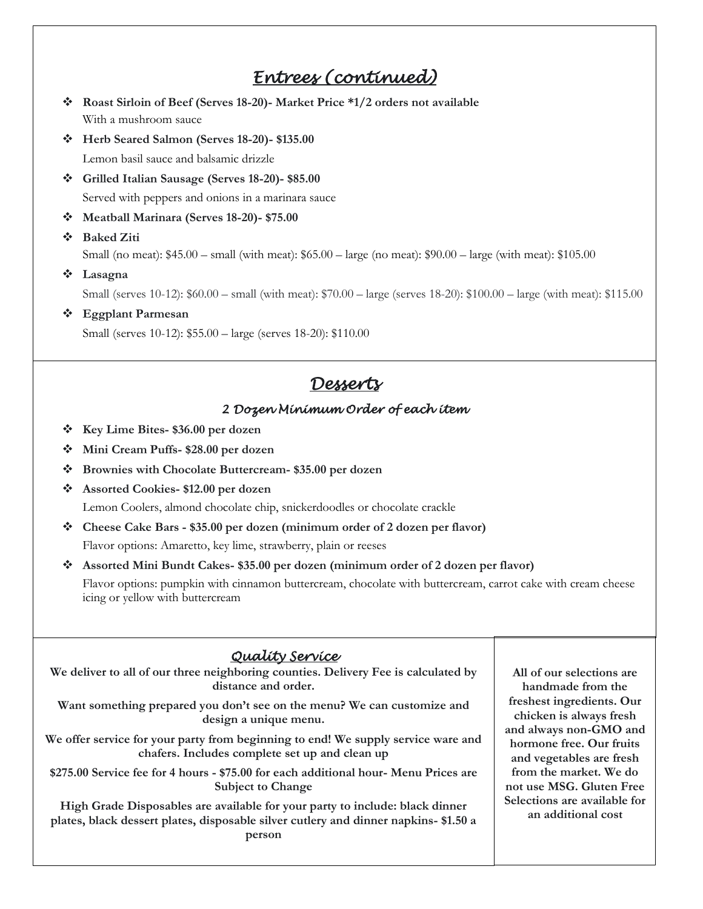## *Entrees (continued)*

- **Roast Sirloin of Beef (Serves 18-20)- Market Price *1/2 orders not available**
  With a mushroom sauce
- **Herb Seared Salmon (Serves 18-20)- $135.00**
  Lemon basil sauce and balsamic drizzle
- **Grilled Italian Sausage (Serves 18-20)- $85.00**
  Served with peppers and onions in a marinara sauce
- **Meatball Marinara (Serves 18-20)- $75.00**
- **Baked Ziti**
  Small (no meat): $45.00 – small (with meat): $65.00 – large (no meat): $90.00 – large (with meat): $105.00
- **Lasagna**
  Small (serves 10-12): $60.00 – small (with meat): $70.00 – large (serves 18-20): $100.00 – large (with meat): $115.00
- **Eggplant Parmesan**
  Small (serves 10-12): $55.00 – large (serves 18-20): $110.00

## *Desserts*

### *2 Dozen Minimum Order of each item*

- **Key Lime Bites- $36.00 per dozen**
- **Mini Cream Puffs- $28.00 per dozen**
- **Brownies with Chocolate Buttercream- $35.00 per dozen**
- **Assorted Cookies- $12.00 per dozen**
  Lemon Coolers, almond chocolate chip, snickerdoodles or chocolate crackle
- **Cheese Cake Bars - $35.00 per dozen (minimum order of 2 dozen per flavor)**
  Flavor options: Amaretto, key lime, strawberry, plain or reeses
- **Assorted Mini Bundt Cakes- $35.00 per dozen (minimum order of 2 dozen per flavor)**
  Flavor options: pumpkin with cinnamon buttercream, chocolate with buttercream, carrot cake with cream cheese icing or yellow with buttercream

## *Quality Service*

**We deliver to all of our three neighboring counties. Delivery Fee is calculated by distance and order.**

**Want something prepared you don't see on the menu? We can customize and design a unique menu.**

**We offer service for your party from beginning to end! We supply service ware and chafers. Includes complete set up and clean up**

**$275.00 Service fee for 4 hours - $75.00 for each additional hour- Menu Prices are Subject to Change**

**High Grade Disposables are available for your party to include: black dinner plates, black dessert plates, disposable silver cutlery and dinner napkins- $1.50 a person**

**All of our selections are handmade from the freshest ingredients. Our chicken is always fresh and always non-GMO and hormone free. Our fruits and vegetables are fresh from the market. We do not use MSG. Gluten Free Selections are available for an additional cost**